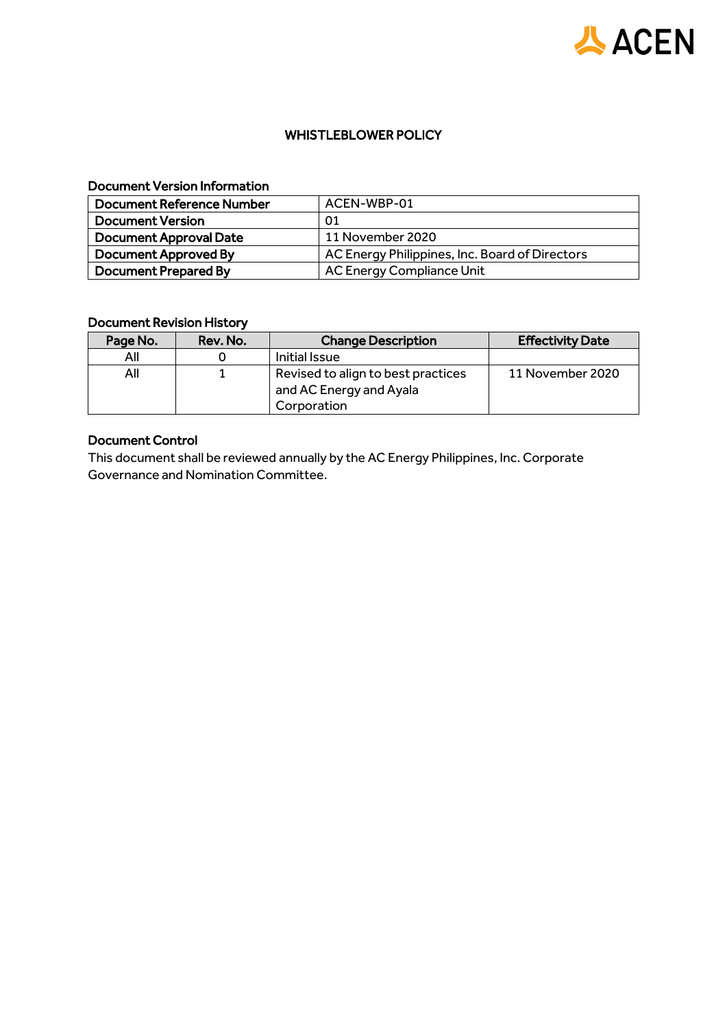# WHISTLEBLOWER POLICY

## Document Version Information

| Document Reference Number | ACEN-WBP-01 |
|---|---|
| Document Version | 01 |
| Document Approval Date | 11 November 2020 |
| Document Approved By | AC Energy Philippines, Inc. Board of Directors |
| Document Prepared By | AC Energy Compliance Unit |

## Document Revision History

| Page No. | Rev. No. | Change Description | Effectivity Date |
|---|---|---|---|
| All | 0 | Initial Issue | |
| All | 1 | Revised to align to best practices and AC Energy and Ayala Corporation | 11 November 2020 |

## Document Control

This document shall be reviewed annually by the AC Energy Philippines, Inc. Corporate Governance and Nomination Committee.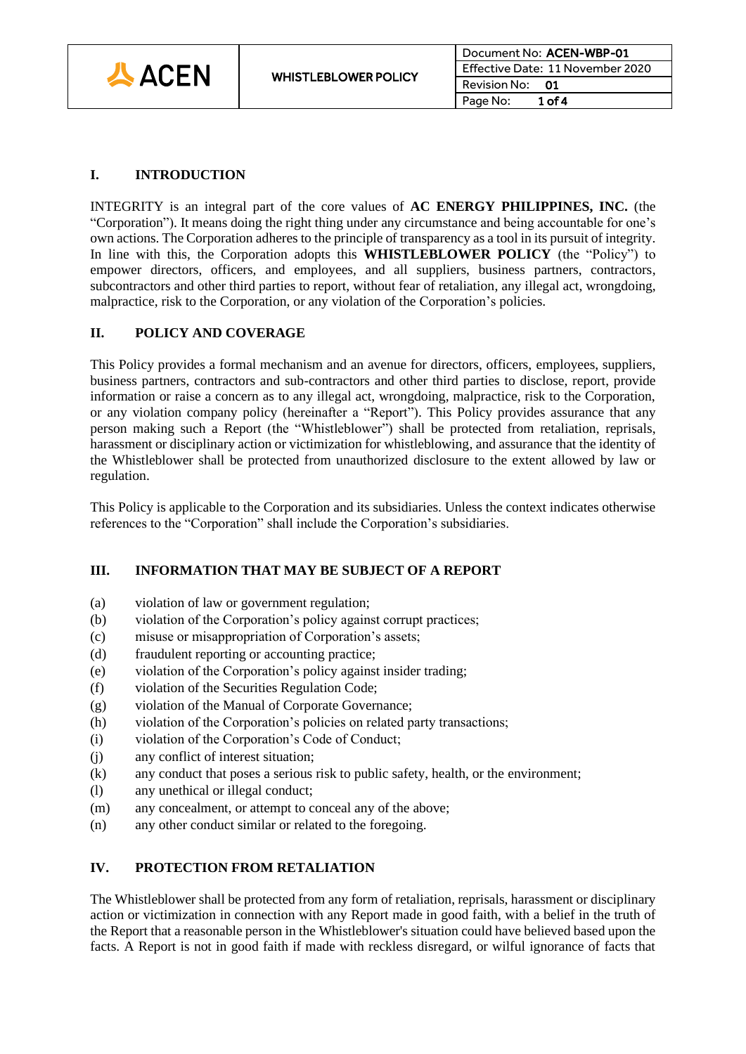## I. INTRODUCTION

INTEGRITY is an integral part of the core values of **AC ENERGY PHILIPPINES, INC.** (the "Corporation"). It means doing the right thing under any circumstance and being accountable for one's own actions. The Corporation adheres to the principle of transparency as a tool in its pursuit of integrity. In line with this, the Corporation adopts this **WHISTLEBLOWER POLICY** (the "Policy") to empower directors, officers, and employees, and all suppliers, business partners, contractors, subcontractors and other third parties to report, without fear of retaliation, any illegal act, wrongdoing, malpractice, risk to the Corporation, or any violation of the Corporation's policies.

## II. POLICY AND COVERAGE

This Policy provides a formal mechanism and an avenue for directors, officers, employees, suppliers, business partners, contractors and sub-contractors and other third parties to disclose, report, provide information or raise a concern as to any illegal act, wrongdoing, malpractice, risk to the Corporation, or any violation company policy (hereinafter a "Report"). This Policy provides assurance that any person making such a Report (the "Whistleblower") shall be protected from retaliation, reprisals, harassment or disciplinary action or victimization for whistleblowing, and assurance that the identity of the Whistleblower shall be protected from unauthorized disclosure to the extent allowed by law or regulation.

This Policy is applicable to the Corporation and its subsidiaries. Unless the context indicates otherwise references to the "Corporation" shall include the Corporation's subsidiaries.

## III. INFORMATION THAT MAY BE SUBJECT OF A REPORT

(a) violation of law or government regulation;
(b) violation of the Corporation's policy against corrupt practices;
(c) misuse or misappropriation of Corporation's assets;
(d) fraudulent reporting or accounting practice;
(e) violation of the Corporation's policy against insider trading;
(f) violation of the Securities Regulation Code;
(g) violation of the Manual of Corporate Governance;
(h) violation of the Corporation's policies on related party transactions;
(i) violation of the Corporation's Code of Conduct;
(j) any conflict of interest situation;
(k) any conduct that poses a serious risk to public safety, health, or the environment;
(l) any unethical or illegal conduct;
(m) any concealment, or attempt to conceal any of the above;
(n) any other conduct similar or related to the foregoing.

## IV. PROTECTION FROM RETALIATION

The Whistleblower shall be protected from any form of retaliation, reprisals, harassment or disciplinary action or victimization in connection with any Report made in good faith, with a belief in the truth of the Report that a reasonable person in the Whistleblower's situation could have believed based upon the facts. A Report is not in good faith if made with reckless disregard, or wilful ignorance of facts that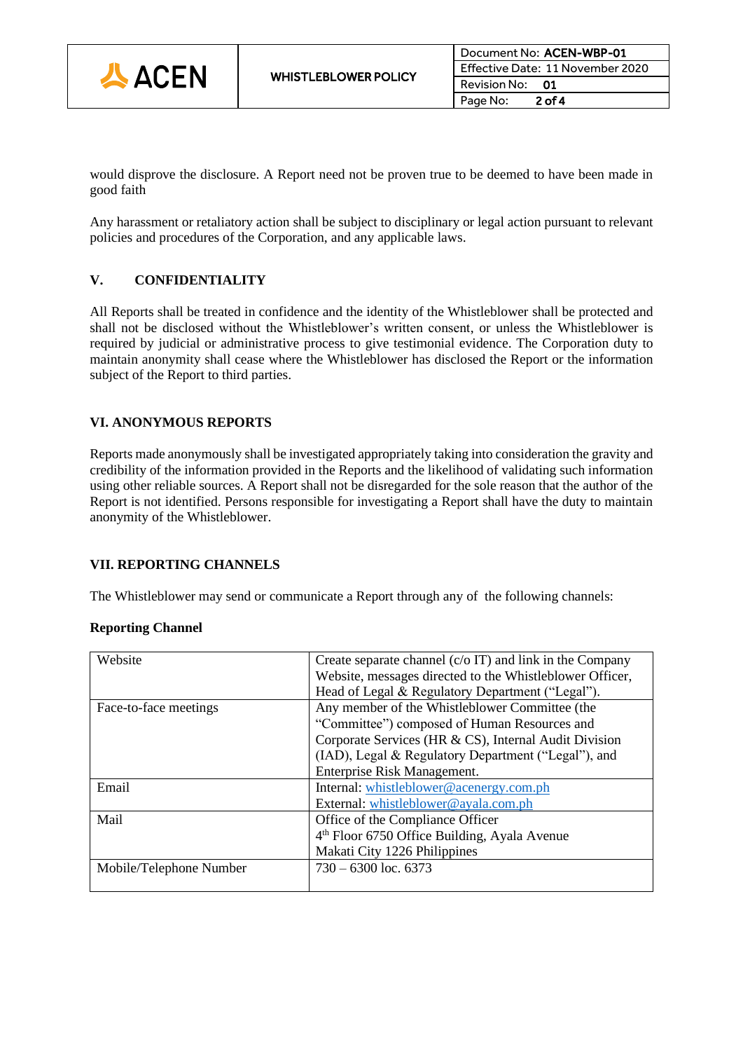would disprove the disclosure. A Report need not be proven true to be deemed to have been made in good faith

Any harassment or retaliatory action shall be subject to disciplinary or legal action pursuant to relevant policies and procedures of the Corporation, and any applicable laws.

## V. CONFIDENTIALITY

All Reports shall be treated in confidence and the identity of the Whistleblower shall be protected and shall not be disclosed without the Whistleblower's written consent, or unless the Whistleblower is required by judicial or administrative process to give testimonial evidence. The Corporation duty to maintain anonymity shall cease where the Whistleblower has disclosed the Report or the information subject of the Report to third parties.

## VI. ANONYMOUS REPORTS

Reports made anonymously shall be investigated appropriately taking into consideration the gravity and credibility of the information provided in the Reports and the likelihood of validating such information using other reliable sources. A Report shall not be disregarded for the sole reason that the author of the Report is not identified. Persons responsible for investigating a Report shall have the duty to maintain anonymity of the Whistleblower.

## VII. REPORTING CHANNELS

The Whistleblower may send or communicate a Report through any of the following channels:

**Reporting Channel**

| | |
|---|---|
| Website | Create separate channel (c/o IT) and link in the Company Website, messages directed to the Whistleblower Officer, Head of Legal & Regulatory Department ("Legal"). |
| Face-to-face meetings | Any member of the Whistleblower Committee (the "Committee") composed of Human Resources and Corporate Services (HR & CS), Internal Audit Division (IAD), Legal & Regulatory Department ("Legal"), and Enterprise Risk Management. |
| Email | Internal: whistleblower@acenergy.com.ph<br>External: whistleblower@ayala.com.ph |
| Mail | Office of the Compliance Officer<br>4th Floor 6750 Office Building, Ayala Avenue<br>Makati City 1226 Philippines |
| Mobile/Telephone Number | 730 – 6300 loc. 6373 |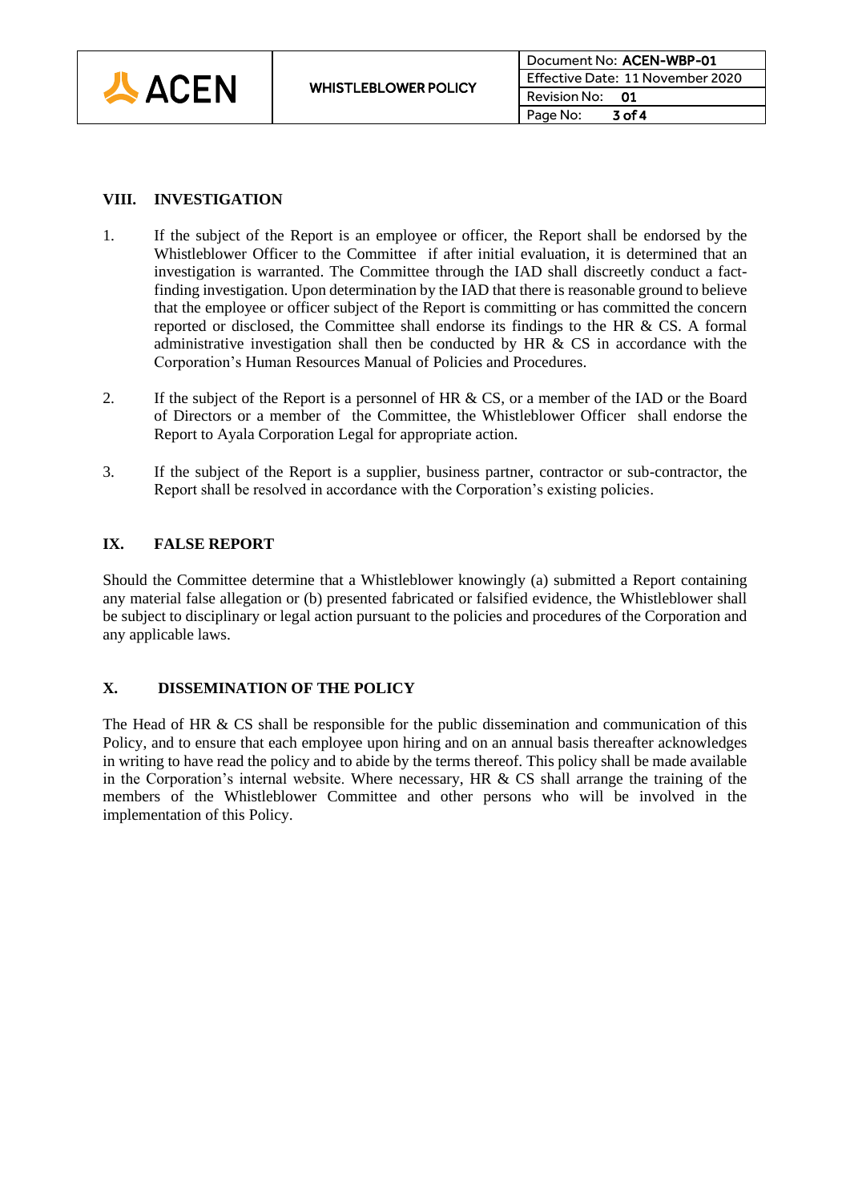## VIII. INVESTIGATION

1. If the subject of the Report is an employee or officer, the Report shall be endorsed by the Whistleblower Officer to the Committee if after initial evaluation, it is determined that an investigation is warranted. The Committee through the IAD shall discreetly conduct a fact-finding investigation. Upon determination by the IAD that there is reasonable ground to believe that the employee or officer subject of the Report is committing or has committed the concern reported or disclosed, the Committee shall endorse its findings to the HR & CS. A formal administrative investigation shall then be conducted by HR & CS in accordance with the Corporation's Human Resources Manual of Policies and Procedures.

2. If the subject of the Report is a personnel of HR & CS, or a member of the IAD or the Board of Directors or a member of the Committee, the Whistleblower Officer shall endorse the Report to Ayala Corporation Legal for appropriate action.

3. If the subject of the Report is a supplier, business partner, contractor or sub-contractor, the Report shall be resolved in accordance with the Corporation's existing policies.

## IX. FALSE REPORT

Should the Committee determine that a Whistleblower knowingly (a) submitted a Report containing any material false allegation or (b) presented fabricated or falsified evidence, the Whistleblower shall be subject to disciplinary or legal action pursuant to the policies and procedures of the Corporation and any applicable laws.

## X. DISSEMINATION OF THE POLICY

The Head of HR & CS shall be responsible for the public dissemination and communication of this Policy, and to ensure that each employee upon hiring and on an annual basis thereafter acknowledges in writing to have read the policy and to abide by the terms thereof. This policy shall be made available in the Corporation's internal website. Where necessary, HR & CS shall arrange the training of the members of the Whistleblower Committee and other persons who will be involved in the implementation of this Policy.